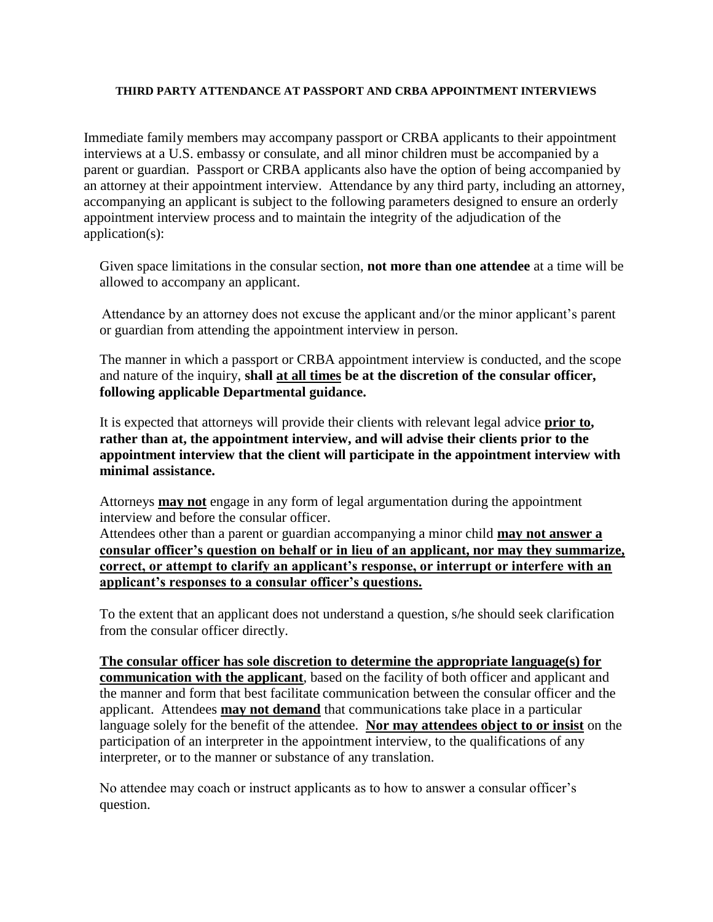**THIRD PARTY ATTENDANCE AT PASSPORT AND CRBA APPOINTMENT INTERVIEWS**

Immediate family members may accompany passport or CRBA applicants to their appointment interviews at a U.S. embassy or consulate, and all minor children must be accompanied by a parent or guardian. Passport or CRBA applicants also have the option of being accompanied by an attorney at their appointment interview. Attendance by any third party, including an attorney, accompanying an applicant is subject to the following parameters designed to ensure an orderly appointment interview process and to maintain the integrity of the adjudication of the application(s):

Given space limitations in the consular section, **not more than one attendee** at a time will be allowed to accompany an applicant.

Attendance by an attorney does not excuse the applicant and/or the minor applicant's parent or guardian from attending the appointment interview in person.

The manner in which a passport or CRBA appointment interview is conducted, and the scope and nature of the inquiry, **shall <u>at all times</u> be at the discretion of the consular officer, following applicable Departmental guidance.**

It is expected that attorneys will provide their clients with relevant legal advice **<u>prior to</u>, rather than at, the appointment interview, and will advise their clients prior to the appointment interview that the client will participate in the appointment interview with minimal assistance.**

Attorneys **<u>may not</u>** engage in any form of legal argumentation during the appointment interview and before the consular officer.

Attendees other than a parent or guardian accompanying a minor child **<u>may not answer a consular officer's question on behalf or in lieu of an applicant, nor may they summarize, correct, or attempt to clarify an applicant's response, or interrupt or interfere with an applicant's responses to a consular officer's questions.</u>**

To the extent that an applicant does not understand a question, s/he should seek clarification from the consular officer directly.

**<u>The consular officer has sole discretion to determine the appropriate language(s) for communication with the applicant</u>**, based on the facility of both officer and applicant and the manner and form that best facilitate communication between the consular officer and the applicant. Attendees **<u>may not demand</u>** that communications take place in a particular language solely for the benefit of the attendee. **<u>Nor may attendees object to or insist</u>** on the participation of an interpreter in the appointment interview, to the qualifications of any interpreter, or to the manner or substance of any translation.

No attendee may coach or instruct applicants as to how to answer a consular officer's question.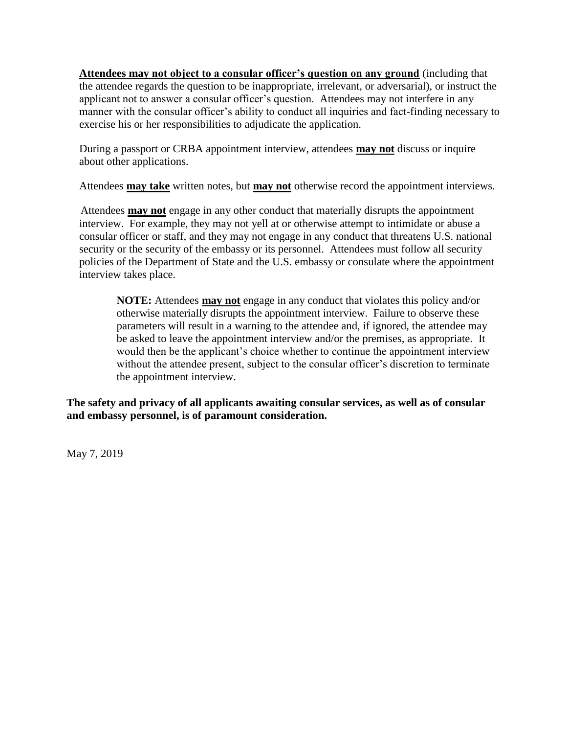**Attendees may not object to a consular officer's question on any ground** (including that the attendee regards the question to be inappropriate, irrelevant, or adversarial), or instruct the applicant not to answer a consular officer's question. Attendees may not interfere in any manner with the consular officer's ability to conduct all inquiries and fact-finding necessary to exercise his or her responsibilities to adjudicate the application.

During a passport or CRBA appointment interview, attendees **may not** discuss or inquire about other applications.

Attendees **may take** written notes, but **may not** otherwise record the appointment interviews.

Attendees **may not** engage in any other conduct that materially disrupts the appointment interview. For example, they may not yell at or otherwise attempt to intimidate or abuse a consular officer or staff, and they may not engage in any conduct that threatens U.S. national security or the security of the embassy or its personnel. Attendees must follow all security policies of the Department of State and the U.S. embassy or consulate where the appointment interview takes place.

> **NOTE:** Attendees **may not** engage in any conduct that violates this policy and/or otherwise materially disrupts the appointment interview. Failure to observe these parameters will result in a warning to the attendee and, if ignored, the attendee may be asked to leave the appointment interview and/or the premises, as appropriate. It would then be the applicant's choice whether to continue the appointment interview without the attendee present, subject to the consular officer's discretion to terminate the appointment interview.

**The safety and privacy of all applicants awaiting consular services, as well as of consular and embassy personnel, is of paramount consideration.**

May 7, 2019